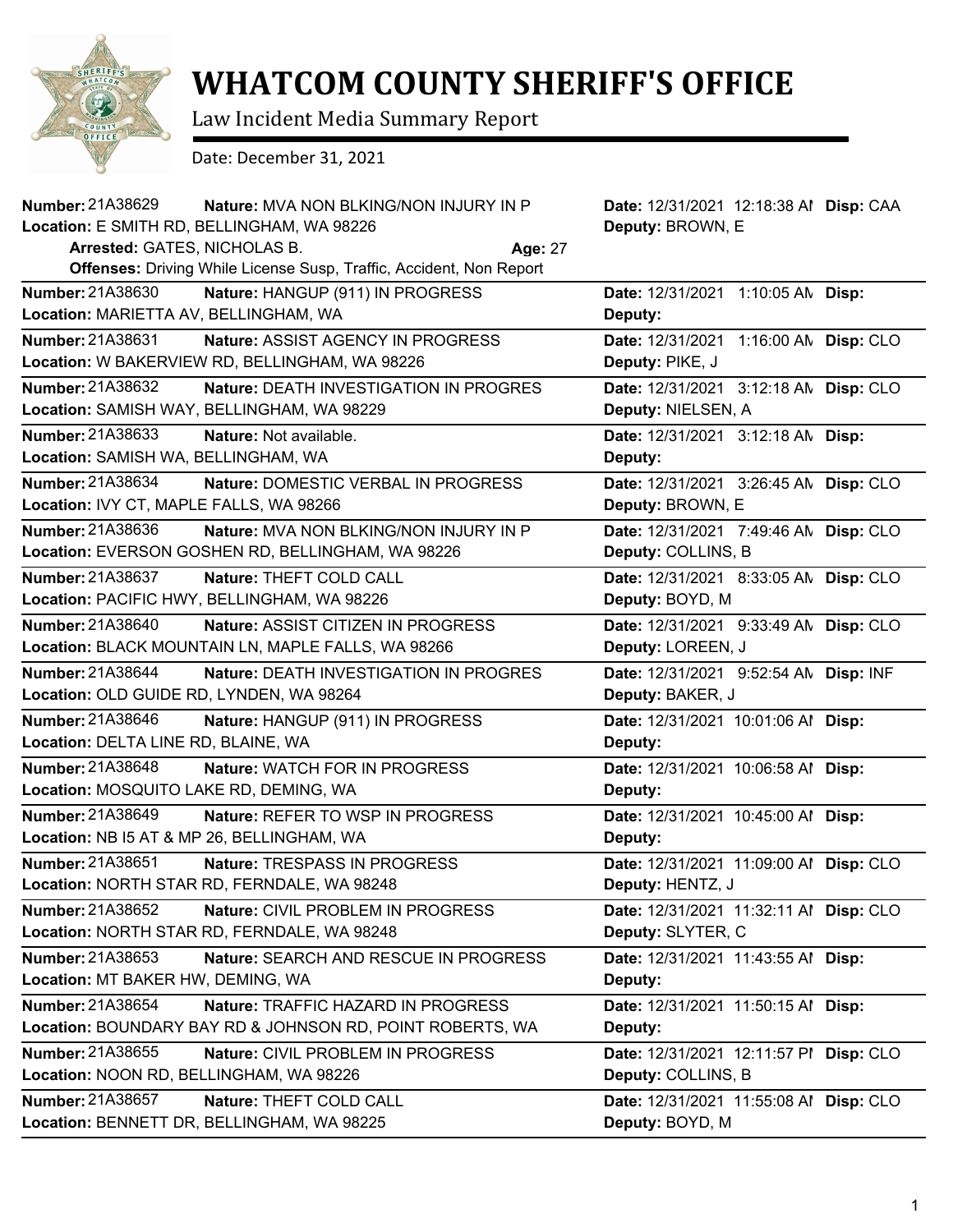# WHATCOM COUNTY SHERIFF'S OFFICE

Law Incident Media Summary Report

Date: December 31, 2021

---

**Number:** 21A38629 **Nature:** MVA NON BLKING/NON INJURY IN P **Date:** 12/31/2021 12:18:38 AM **Disp:** CAA
**Location:** E SMITH RD, BELLINGHAM, WA 98226 **Deputy:** BROWN, E
**Arrested:** GATES, NICHOLAS B. **Age:** 27
**Offenses:** Driving While License Susp, Traffic, Accident, Non Report

---

**Number:** 21A38630 **Nature:** HANGUP (911) IN PROGRESS **Date:** 12/31/2021 1:10:05 AM **Disp:**
**Location:** MARIETTA AV, BELLINGHAM, WA **Deputy:**

---

**Number:** 21A38631 **Nature:** ASSIST AGENCY IN PROGRESS **Date:** 12/31/2021 1:16:00 AM **Disp:** CLO
**Location:** W BAKERVIEW RD, BELLINGHAM, WA 98226 **Deputy:** PIKE, J

---

**Number:** 21A38632 **Nature:** DEATH INVESTIGATION IN PROGRES **Date:** 12/31/2021 3:12:18 AM **Disp:** CLO
**Location:** SAMISH WAY, BELLINGHAM, WA 98229 **Deputy:** NIELSEN, A

---

**Number:** 21A38633 **Nature:** Not available. **Date:** 12/31/2021 3:12:18 AM **Disp:**
**Location:** SAMISH WA, BELLINGHAM, WA **Deputy:**

---

**Number:** 21A38634 **Nature:** DOMESTIC VERBAL IN PROGRESS **Date:** 12/31/2021 3:26:45 AM **Disp:** CLO
**Location:** IVY CT, MAPLE FALLS, WA 98266 **Deputy:** BROWN, E

---

**Number:** 21A38636 **Nature:** MVA NON BLKING/NON INJURY IN P **Date:** 12/31/2021 7:49:46 AM **Disp:** CLO
**Location:** EVERSON GOSHEN RD, BELLINGHAM, WA 98226 **Deputy:** COLLINS, B

---

**Number:** 21A38637 **Nature:** THEFT COLD CALL **Date:** 12/31/2021 8:33:05 AM **Disp:** CLO
**Location:** PACIFIC HWY, BELLINGHAM, WA 98226 **Deputy:** BOYD, M

---

**Number:** 21A38640 **Nature:** ASSIST CITIZEN IN PROGRESS **Date:** 12/31/2021 9:33:49 AM **Disp:** CLO
**Location:** BLACK MOUNTAIN LN, MAPLE FALLS, WA 98266 **Deputy:** LOREEN, J

---

**Number:** 21A38644 **Nature:** DEATH INVESTIGATION IN PROGRES **Date:** 12/31/2021 9:52:54 AM **Disp:** INF
**Location:** OLD GUIDE RD, LYNDEN, WA 98264 **Deputy:** BAKER, J

---

**Number:** 21A38646 **Nature:** HANGUP (911) IN PROGRESS **Date:** 12/31/2021 10:01:06 AM **Disp:**
**Location:** DELTA LINE RD, BLAINE, WA **Deputy:**

---

**Number:** 21A38648 **Nature:** WATCH FOR IN PROGRESS **Date:** 12/31/2021 10:06:58 AM **Disp:**
**Location:** MOSQUITO LAKE RD, DEMING, WA **Deputy:**

---

**Number:** 21A38649 **Nature:** REFER TO WSP IN PROGRESS **Date:** 12/31/2021 10:45:00 AM **Disp:**
**Location:** NB I5 AT & MP 26, BELLINGHAM, WA **Deputy:**

---

**Number:** 21A38651 **Nature:** TRESPASS IN PROGRESS **Date:** 12/31/2021 11:09:00 AM **Disp:** CLO
**Location:** NORTH STAR RD, FERNDALE, WA 98248 **Deputy:** HENTZ, J

---

**Number:** 21A38652 **Nature:** CIVIL PROBLEM IN PROGRESS **Date:** 12/31/2021 11:32:11 AM **Disp:** CLO
**Location:** NORTH STAR RD, FERNDALE, WA 98248 **Deputy:** SLYTER, C

---

**Number:** 21A38653 **Nature:** SEARCH AND RESCUE IN PROGRESS **Date:** 12/31/2021 11:43:55 AM **Disp:**
**Location:** MT BAKER HW, DEMING, WA **Deputy:**

---

**Number:** 21A38654 **Nature:** TRAFFIC HAZARD IN PROGRESS **Date:** 12/31/2021 11:50:15 AM **Disp:**
**Location:** BOUNDARY BAY RD & JOHNSON RD, POINT ROBERTS, WA **Deputy:**

---

**Number:** 21A38655 **Nature:** CIVIL PROBLEM IN PROGRESS **Date:** 12/31/2021 12:11:57 PM **Disp:** CLO
**Location:** NOON RD, BELLINGHAM, WA 98226 **Deputy:** COLLINS, B

---

**Number:** 21A38657 **Nature:** THEFT COLD CALL **Date:** 12/31/2021 11:55:08 AM **Disp:** CLO
**Location:** BENNETT DR, BELLINGHAM, WA 98225 **Deputy:** BOYD, M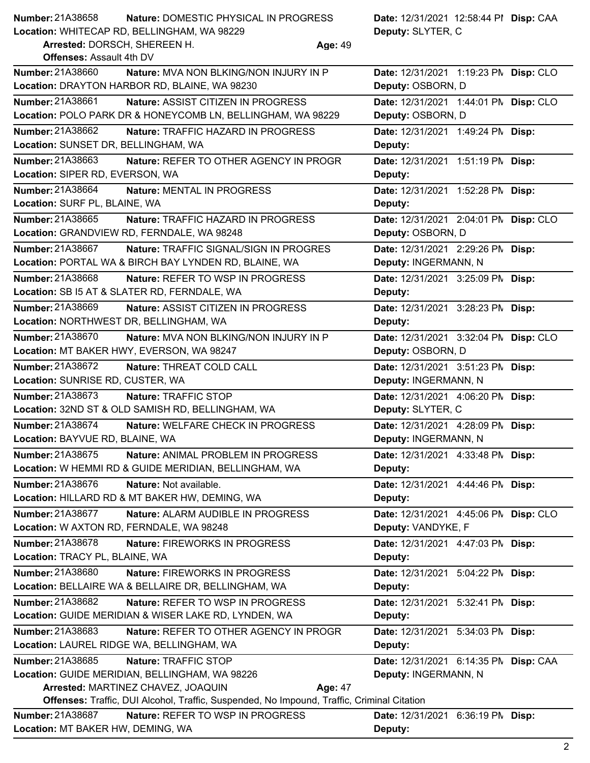**Number:** 21A38658 **Nature:** DOMESTIC PHYSICAL IN PROGRESS **Date:** 12/31/2021 12:58:44 PI **Disp:** CAA
**Location:** WHITECAP RD, BELLINGHAM, WA 98229 **Deputy:** SLYTER, C
**Arrested:** DORSCH, SHEREEN H. **Age:** 49
**Offenses:** Assault 4th DV

---

**Number:** 21A38660 **Nature:** MVA NON BLKING/NON INJURY IN P **Date:** 12/31/2021 1:19:23 PM **Disp:** CLO
**Location:** DRAYTON HARBOR RD, BLAINE, WA 98230 **Deputy:** OSBORN, D

---

**Number:** 21A38661 **Nature:** ASSIST CITIZEN IN PROGRESS **Date:** 12/31/2021 1:44:01 PM **Disp:** CLO
**Location:** POLO PARK DR & HONEYCOMB LN, BELLINGHAM, WA 98229 **Deputy:** OSBORN, D

---

**Number:** 21A38662 **Nature:** TRAFFIC HAZARD IN PROGRESS **Date:** 12/31/2021 1:49:24 PM **Disp:**
**Location:** SUNSET DR, BELLINGHAM, WA **Deputy:**

---

**Number:** 21A38663 **Nature:** REFER TO OTHER AGENCY IN PROGR **Date:** 12/31/2021 1:51:19 PM **Disp:**
**Location:** SIPER RD, EVERSON, WA **Deputy:**

---

**Number:** 21A38664 **Nature:** MENTAL IN PROGRESS **Date:** 12/31/2021 1:52:28 PM **Disp:**
**Location:** SURF PL, BLAINE, WA **Deputy:**

---

**Number:** 21A38665 **Nature:** TRAFFIC HAZARD IN PROGRESS **Date:** 12/31/2021 2:04:01 PM **Disp:** CLO
**Location:** GRANDVIEW RD, FERNDALE, WA 98248 **Deputy:** OSBORN, D

---

**Number:** 21A38667 **Nature:** TRAFFIC SIGNAL/SIGN IN PROGRES **Date:** 12/31/2021 2:29:26 PM **Disp:**
**Location:** PORTAL WA & BIRCH BAY LYNDEN RD, BLAINE, WA **Deputy:** INGERMANN, N

---

**Number:** 21A38668 **Nature:** REFER TO WSP IN PROGRESS **Date:** 12/31/2021 3:25:09 PM **Disp:**
**Location:** SB I5 AT & SLATER RD, FERNDALE, WA **Deputy:**

---

**Number:** 21A38669 **Nature:** ASSIST CITIZEN IN PROGRESS **Date:** 12/31/2021 3:28:23 PM **Disp:**
**Location:** NORTHWEST DR, BELLINGHAM, WA **Deputy:**

---

**Number:** 21A38670 **Nature:** MVA NON BLKING/NON INJURY IN P **Date:** 12/31/2021 3:32:04 PM **Disp:** CLO
**Location:** MT BAKER HWY, EVERSON, WA 98247 **Deputy:** OSBORN, D

---

**Number:** 21A38672 **Nature:** THREAT COLD CALL **Date:** 12/31/2021 3:51:23 PM **Disp:**
**Location:** SUNRISE RD, CUSTER, WA **Deputy:** INGERMANN, N

---

**Number:** 21A38673 **Nature:** TRAFFIC STOP **Date:** 12/31/2021 4:06:20 PM **Disp:**
**Location:** 32ND ST & OLD SAMISH RD, BELLINGHAM, WA **Deputy:** SLYTER, C

---

**Number:** 21A38674 **Nature:** WELFARE CHECK IN PROGRESS **Date:** 12/31/2021 4:28:09 PM **Disp:**
**Location:** BAYVUE RD, BLAINE, WA **Deputy:** INGERMANN, N

---

**Number:** 21A38675 **Nature:** ANIMAL PROBLEM IN PROGRESS **Date:** 12/31/2021 4:33:48 PM **Disp:**
**Location:** W HEMMI RD & GUIDE MERIDIAN, BELLINGHAM, WA **Deputy:**

---

**Number:** 21A38676 **Nature:** Not available. **Date:** 12/31/2021 4:44:46 PM **Disp:**
**Location:** HILLARD RD & MT BAKER HW, DEMING, WA **Deputy:**

---

**Number:** 21A38677 **Nature:** ALARM AUDIBLE IN PROGRESS **Date:** 12/31/2021 4:45:06 PM **Disp:** CLO
**Location:** W AXTON RD, FERNDALE, WA 98248 **Deputy:** VANDYKE, F

---

**Number:** 21A38678 **Nature:** FIREWORKS IN PROGRESS **Date:** 12/31/2021 4:47:03 PM **Disp:**
**Location:** TRACY PL, BLAINE, WA **Deputy:**

---

**Number:** 21A38680 **Nature:** FIREWORKS IN PROGRESS **Date:** 12/31/2021 5:04:22 PM **Disp:**
**Location:** BELLAIRE WA & BELLAIRE DR, BELLINGHAM, WA **Deputy:**

---

**Number:** 21A38682 **Nature:** REFER TO WSP IN PROGRESS **Date:** 12/31/2021 5:32:41 PM **Disp:**
**Location:** GUIDE MERIDIAN & WISER LAKE RD, LYNDEN, WA **Deputy:**

---

**Number:** 21A38683 **Nature:** REFER TO OTHER AGENCY IN PROGR **Date:** 12/31/2021 5:34:03 PM **Disp:**
**Location:** LAUREL RIDGE WA, BELLINGHAM, WA **Deputy:**

---

**Number:** 21A38685 **Nature:** TRAFFIC STOP **Date:** 12/31/2021 6:14:35 PM **Disp:** CAA
**Location:** GUIDE MERIDIAN, BELLINGHAM, WA 98226 **Deputy:** INGERMANN, N
**Arrested:** MARTINEZ CHAVEZ, JOAQUIN **Age:** 47
**Offenses:** Traffic, DUI Alcohol, Traffic, Suspended, No Impound, Traffic, Criminal Citation

---

**Number:** 21A38687 **Nature:** REFER TO WSP IN PROGRESS **Date:** 12/31/2021 6:36:19 PM **Disp:**
**Location:** MT BAKER HW, DEMING, WA **Deputy:**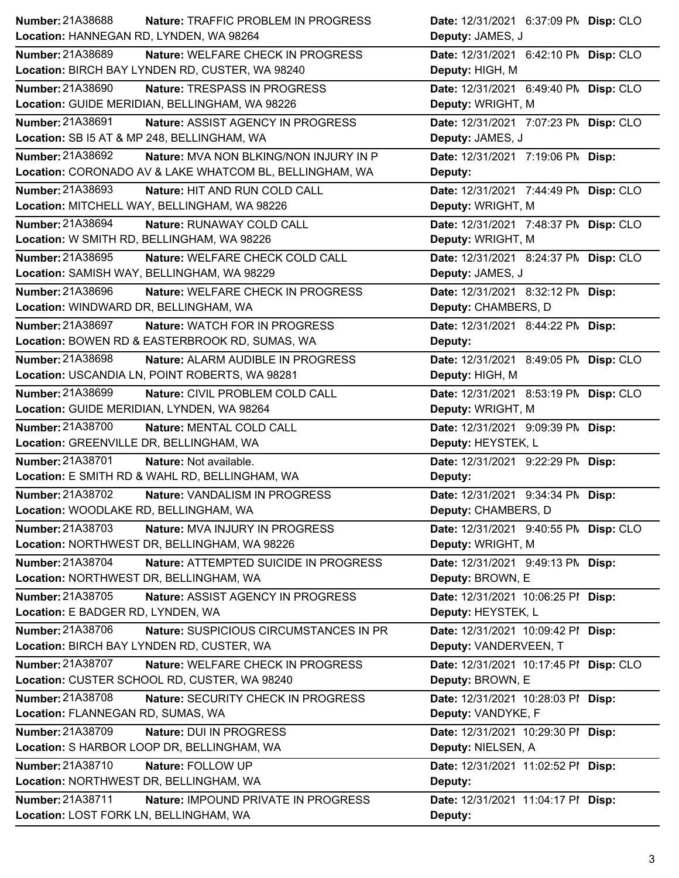| Number | Nature | Date | Disp | Location | Deputy |
|---|---|---|---|---|---|
| 21A38688 | TRAFFIC PROBLEM IN PROGRESS | 12/31/2021 6:37:09 PM | CLO | HANNEGAN RD, LYNDEN, WA 98264 | JAMES, J |
| 21A38689 | WELFARE CHECK IN PROGRESS | 12/31/2021 6:42:10 PM | CLO | BIRCH BAY LYNDEN RD, CUSTER, WA 98240 | HIGH, M |
| 21A38690 | TRESPASS IN PROGRESS | 12/31/2021 6:49:40 PM | CLO | GUIDE MERIDIAN, BELLINGHAM, WA 98226 | WRIGHT, M |
| 21A38691 | ASSIST AGENCY IN PROGRESS | 12/31/2021 7:07:23 PM | CLO | SB I5 AT & MP 248, BELLINGHAM, WA | JAMES, J |
| 21A38692 | MVA NON BLKING/NON INJURY IN P | 12/31/2021 7:19:06 PM | | CORONADO AV & LAKE WHATCOM BL, BELLINGHAM, WA | |
| 21A38693 | HIT AND RUN COLD CALL | 12/31/2021 7:44:49 PM | CLO | MITCHELL WAY, BELLINGHAM, WA 98226 | WRIGHT, M |
| 21A38694 | RUNAWAY COLD CALL | 12/31/2021 7:48:37 PM | CLO | W SMITH RD, BELLINGHAM, WA 98226 | WRIGHT, M |
| 21A38695 | WELFARE CHECK COLD CALL | 12/31/2021 8:24:37 PM | CLO | SAMISH WAY, BELLINGHAM, WA 98229 | JAMES, J |
| 21A38696 | WELFARE CHECK IN PROGRESS | 12/31/2021 8:32:12 PM | | WINDWARD DR, BELLINGHAM, WA | CHAMBERS, D |
| 21A38697 | WATCH FOR IN PROGRESS | 12/31/2021 8:44:22 PM | | BOWEN RD & EASTERBROOK RD, SUMAS, WA | |
| 21A38698 | ALARM AUDIBLE IN PROGRESS | 12/31/2021 8:49:05 PM | CLO | USCANDIA LN, POINT ROBERTS, WA 98281 | HIGH, M |
| 21A38699 | CIVIL PROBLEM COLD CALL | 12/31/2021 8:53:19 PM | CLO | GUIDE MERIDIAN, LYNDEN, WA 98264 | WRIGHT, M |
| 21A38700 | MENTAL COLD CALL | 12/31/2021 9:09:39 PM | | GREENVILLE DR, BELLINGHAM, WA | HEYSTEK, L |
| 21A38701 | Not available. | 12/31/2021 9:22:29 PM | | E SMITH RD & WAHL RD, BELLINGHAM, WA | |
| 21A38702 | VANDALISM IN PROGRESS | 12/31/2021 9:34:34 PM | | WOODLAKE RD, BELLINGHAM, WA | CHAMBERS, D |
| 21A38703 | MVA INJURY IN PROGRESS | 12/31/2021 9:40:55 PM | CLO | NORTHWEST DR, BELLINGHAM, WA 98226 | WRIGHT, M |
| 21A38704 | ATTEMPTED SUICIDE IN PROGRESS | 12/31/2021 9:49:13 PM | | NORTHWEST DR, BELLINGHAM, WA | BROWN, E |
| 21A38705 | ASSIST AGENCY IN PROGRESS | 12/31/2021 10:06:25 PM | | E BADGER RD, LYNDEN, WA | HEYSTEK, L |
| 21A38706 | SUSPICIOUS CIRCUMSTANCES IN PR | 12/31/2021 10:09:42 PM | | BIRCH BAY LYNDEN RD, CUSTER, WA | VANDERVEEN, T |
| 21A38707 | WELFARE CHECK IN PROGRESS | 12/31/2021 10:17:45 PM | CLO | CUSTER SCHOOL RD, CUSTER, WA 98240 | BROWN, E |
| 21A38708 | SECURITY CHECK IN PROGRESS | 12/31/2021 10:28:03 PM | | FLANNEGAN RD, SUMAS, WA | VANDYKE, F |
| 21A38709 | DUI IN PROGRESS | 12/31/2021 10:29:30 PM | | S HARBOR LOOP DR, BELLINGHAM, WA | NIELSEN, A |
| 21A38710 | FOLLOW UP | 12/31/2021 11:02:52 PM | | NORTHWEST DR, BELLINGHAM, WA | |
| 21A38711 | IMPOUND PRIVATE IN PROGRESS | 12/31/2021 11:04:17 PM | | LOST FORK LN, BELLINGHAM, WA | |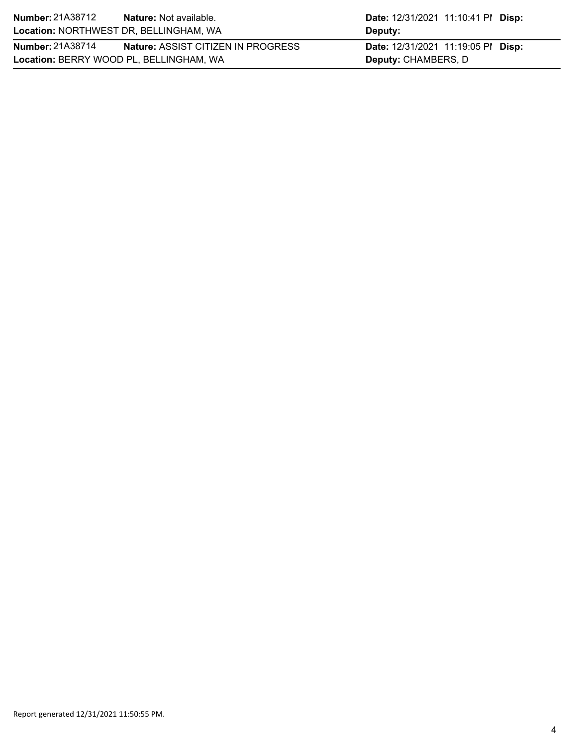**Number:** 21A38712 **Nature:** Not available. **Date:** 12/31/2021 11:10:41 PI **Disp:**
**Location:** NORTHWEST DR, BELLINGHAM, WA **Deputy:**

---

**Number:** 21A38714 **Nature:** ASSIST CITIZEN IN PROGRESS **Date:** 12/31/2021 11:19:05 PI **Disp:**
**Location:** BERRY WOOD PL, BELLINGHAM, WA **Deputy:** CHAMBERS, D

---

Report generated 12/31/2021 11:50:55 PM.